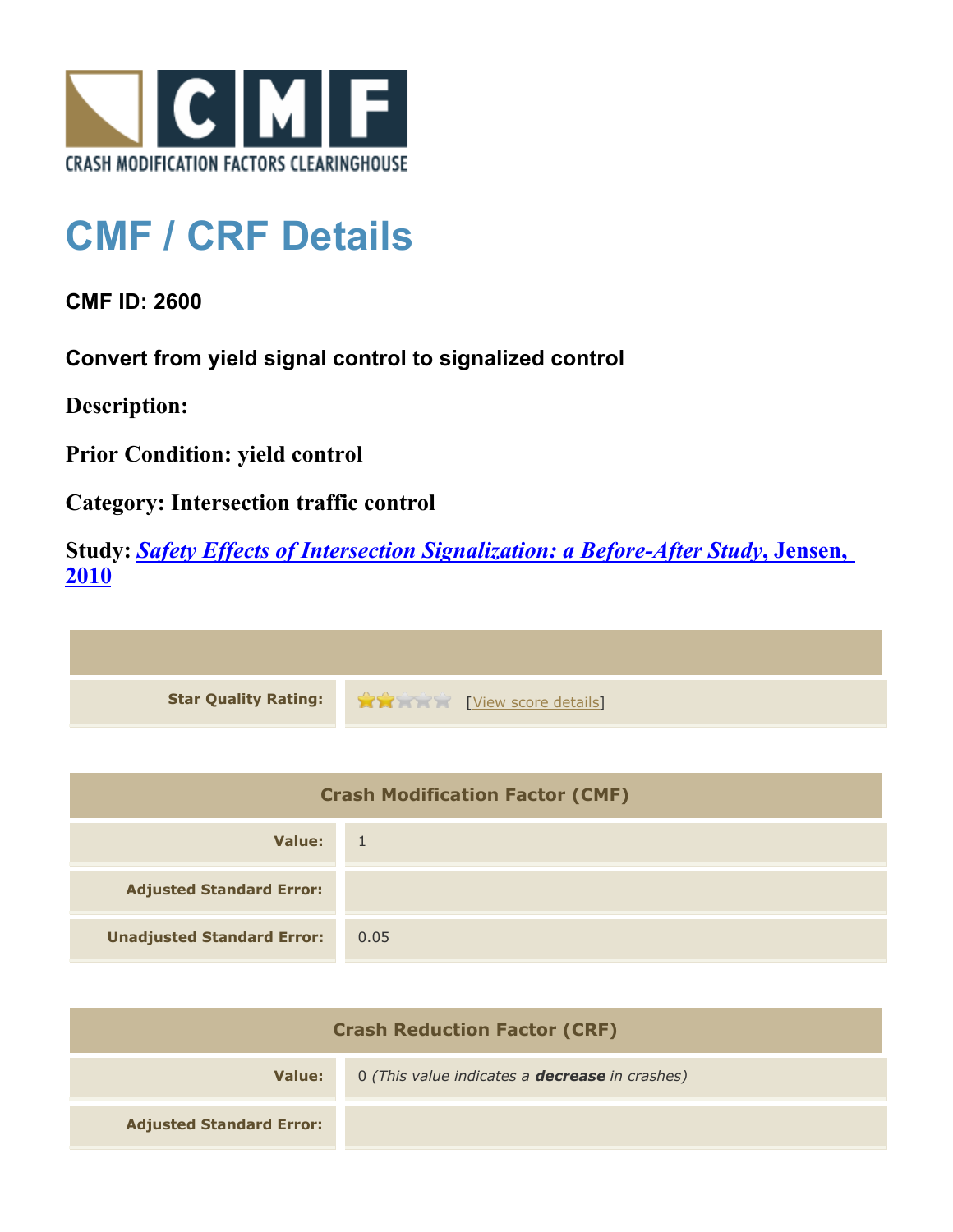CRASH MODIFICATION FACTORS CLEARINGHOUSE

# CMF / CRF Details

## CMF ID: 2600

### Convert from yield signal control to signalized control

**Description:**

**Prior Condition: yield control**

**Category: Intersection traffic control**

**Study:** ***Safety Effects of Intersection Signalization: a Before-After Study*, Jensen, 2010**

| | |
|---|---|
| **Star Quality Rating:** | 2 of 5 stars [View score details] |

| Crash Modification Factor (CMF) | |
|---|---|
| **Value:** | 1 |
| **Adjusted Standard Error:** | |
| **Unadjusted Standard Error:** | 0.05 |

| Crash Reduction Factor (CRF) | |
|---|---|
| **Value:** | 0 *(This value indicates a **decrease** in crashes)* |
| **Adjusted Standard Error:** | |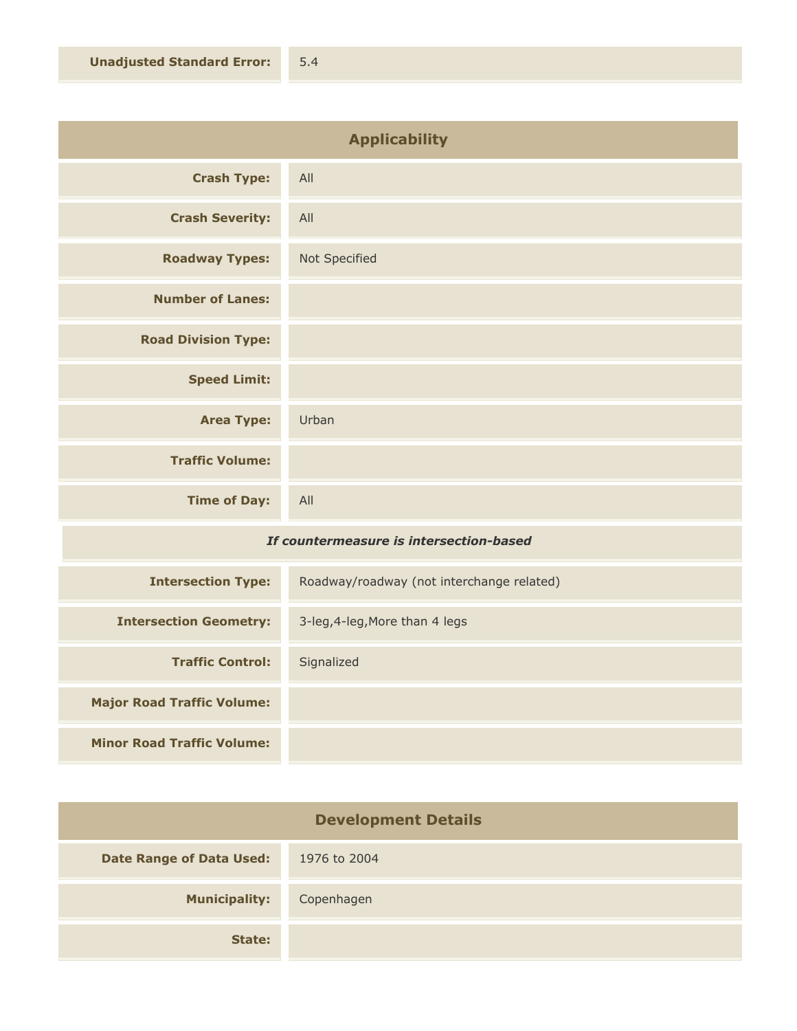| Unadjusted Standard Error: | 5.4 |
| --- | --- |

## Applicability

| | |
| --- | --- |
| Crash Type: | All |
| Crash Severity: | All |
| Roadway Types: | Not Specified |
| Number of Lanes: | |
| Road Division Type: | |
| Speed Limit: | |
| Area Type: | Urban |
| Traffic Volume: | |
| Time of Day: | All |
| *If countermeasure is intersection-based* | |
| Intersection Type: | Roadway/roadway (not interchange related) |
| Intersection Geometry: | 3-leg,4-leg,More than 4 legs |
| Traffic Control: | Signalized |
| Major Road Traffic Volume: | |
| Minor Road Traffic Volume: | |

## Development Details

| | |
| --- | --- |
| Date Range of Data Used: | 1976 to 2004 |
| Municipality: | Copenhagen |
| State: | |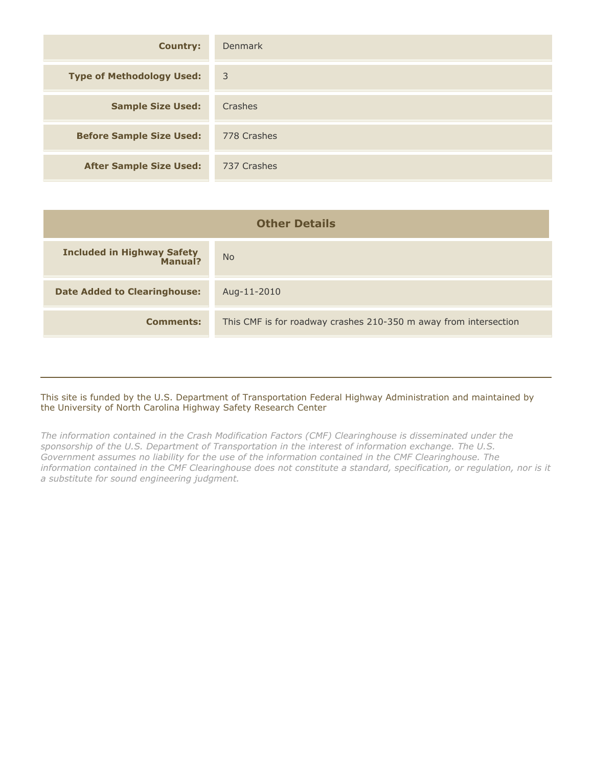| | |
|---|---|
| **Country:** | Denmark |
| **Type of Methodology Used:** | 3 |
| **Sample Size Used:** | Crashes |
| **Before Sample Size Used:** | 778 Crashes |
| **After Sample Size Used:** | 737 Crashes |

## Other Details

| | |
|---|---|
| **Included in Highway Safety Manual?** | No |
| **Date Added to Clearinghouse:** | Aug-11-2010 |
| **Comments:** | This CMF is for roadway crashes 210-350 m away from intersection |

---

This site is funded by the U.S. Department of Transportation Federal Highway Administration and maintained by the University of North Carolina Highway Safety Research Center

*The information contained in the Crash Modification Factors (CMF) Clearinghouse is disseminated under the sponsorship of the U.S. Department of Transportation in the interest of information exchange. The U.S. Government assumes no liability for the use of the information contained in the CMF Clearinghouse. The information contained in the CMF Clearinghouse does not constitute a standard, specification, or regulation, nor is it a substitute for sound engineering judgment.*